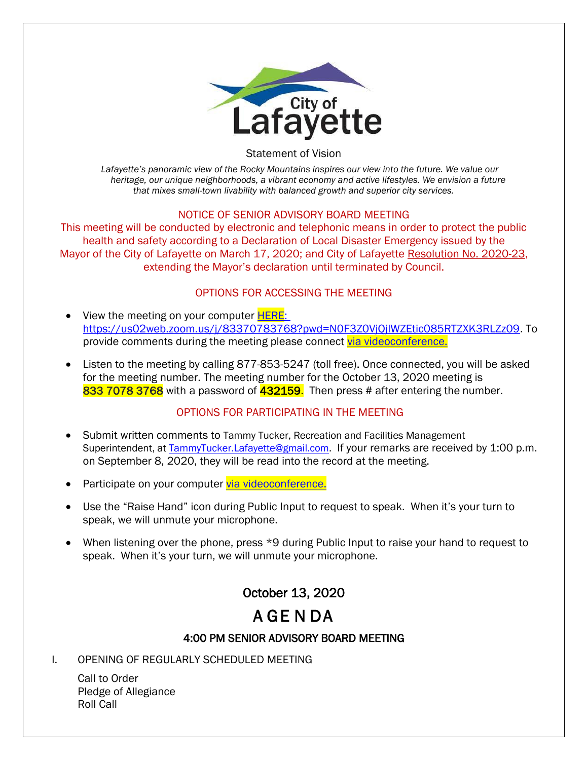City of Lafayette

Statement of Vision

*Lafayette's panoramic view of the Rocky Mountains inspires our view into the future. We value our heritage, our unique neighborhoods, a vibrant economy and active lifestyles. We envision a future that mixes small-town livability with balanced growth and superior city services.*

NOTICE OF SENIOR ADVISORY BOARD MEETING

This meeting will be conducted by electronic and telephonic means in order to protect the public health and safety according to a Declaration of Local Disaster Emergency issued by the Mayor of the City of Lafayette on March 17, 2020; and City of Lafayette Resolution No. 2020-23, extending the Mayor's declaration until terminated by Council.

OPTIONS FOR ACCESSING THE MEETING

- View the meeting on your computer HERE: https://us02web.zoom.us/j/83370783768?pwd=N0F3Z0VjQjlWZEtic085RTZXK3RLZz09. To provide comments during the meeting please connect via videoconference.
- Listen to the meeting by calling 877-853-5247 (toll free). Once connected, you will be asked for the meeting number. The meeting number for the October 13, 2020 meeting is **833 7078 3768** with a password of **432159**. Then press # after entering the number.

OPTIONS FOR PARTICIPATING IN THE MEETING

- Submit written comments to Tammy Tucker, Recreation and Facilities Management Superintendent, at TammyTucker.Lafayette@gmail.com. If your remarks are received by 1:00 p.m. on September 8, 2020, they will be read into the record at the meeting.
- Participate on your computer via videoconference.
- Use the "Raise Hand" icon during Public Input to request to speak. When it's your turn to speak, we will unmute your microphone.
- When listening over the phone, press *9 during Public Input to raise your hand to request to speak. When it's your turn, we will unmute your microphone.

## October 13, 2020

# AGENDA

### 4:00 PM SENIOR ADVISORY BOARD MEETING

I. OPENING OF REGULARLY SCHEDULED MEETING

Call to Order
Pledge of Allegiance
Roll Call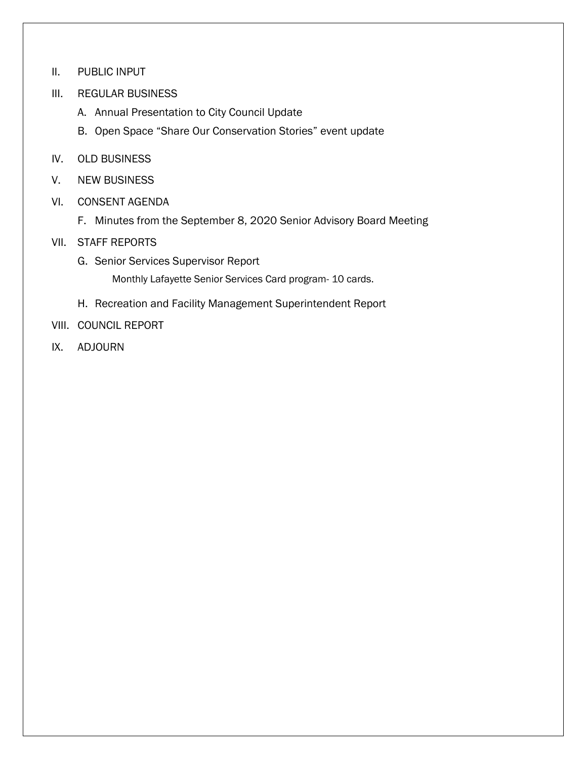II. PUBLIC INPUT

III. REGULAR BUSINESS

   A. Annual Presentation to City Council Update

   B. Open Space “Share Our Conservation Stories” event update

IV. OLD BUSINESS

V. NEW BUSINESS

VI. CONSENT AGENDA

   F. Minutes from the September 8, 2020 Senior Advisory Board Meeting

VII. STAFF REPORTS

   G. Senior Services Supervisor Report

      Monthly Lafayette Senior Services Card program- 10 cards.

   H. Recreation and Facility Management Superintendent Report

VIII. COUNCIL REPORT

IX. ADJOURN